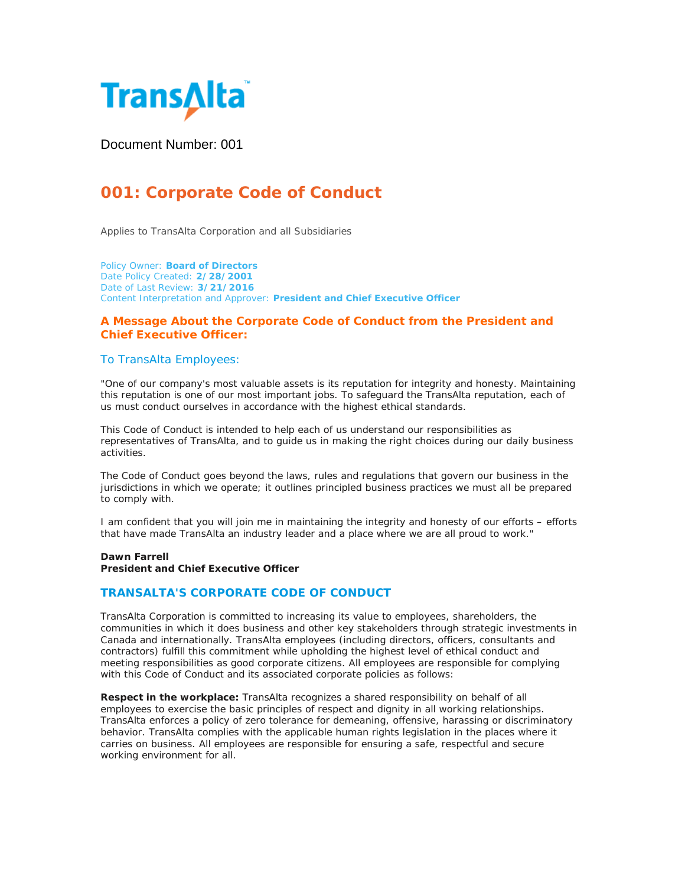TransAlta

Document Number: 001

# 001: Corporate Code of Conduct

Applies to TransAlta Corporation and all Subsidiaries

Policy Owner: **Board of Directors**
Date Policy Created: **2/28/2001**
Date of Last Review: **3/21/2016**
Content Interpretation and Approver: **President and Chief Executive Officer**

## A Message About the Corporate Code of Conduct from the President and Chief Executive Officer:

### To TransAlta Employees:

"One of our company's most valuable assets is its reputation for integrity and honesty. Maintaining this reputation is one of our most important jobs. To safeguard the TransAlta reputation, each of us must conduct ourselves in accordance with the highest ethical standards.

This Code of Conduct is intended to help each of us understand our responsibilities as representatives of TransAlta, and to guide us in making the right choices during our daily business activities.

The Code of Conduct goes beyond the laws, rules and regulations that govern our business in the jurisdictions in which we operate; it outlines principled business practices we must all be prepared to comply with.

I am confident that you will join me in maintaining the integrity and honesty of our efforts – efforts that have made TransAlta an industry leader and a place where we are all proud to work."

**Dawn Farrell**
**President and Chief Executive Officer**

## TRANSALTA'S CORPORATE CODE OF CONDUCT

TransAlta Corporation is committed to increasing its value to employees, shareholders, the communities in which it does business and other key stakeholders through strategic investments in Canada and internationally. TransAlta employees (including directors, officers, consultants and contractors) fulfill this commitment while upholding the highest level of ethical conduct and meeting responsibilities as good corporate citizens. All employees are responsible for complying with this Code of Conduct and its associated corporate policies as follows:

**Respect in the workplace:** TransAlta recognizes a shared responsibility on behalf of all employees to exercise the basic principles of respect and dignity in all working relationships. TransAlta enforces a policy of zero tolerance for demeaning, offensive, harassing or discriminatory behavior. TransAlta complies with the applicable human rights legislation in the places where it carries on business. All employees are responsible for ensuring a safe, respectful and secure working environment for all.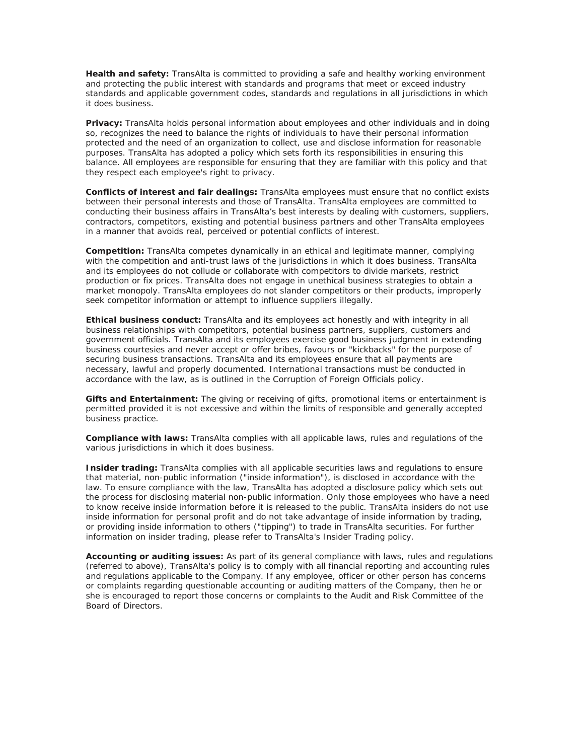**Health and safety:** TransAlta is committed to providing a safe and healthy working environment and protecting the public interest with standards and programs that meet or exceed industry standards and applicable government codes, standards and regulations in all jurisdictions in which it does business.

**Privacy:** TransAlta holds personal information about employees and other individuals and in doing so, recognizes the need to balance the rights of individuals to have their personal information protected and the need of an organization to collect, use and disclose information for reasonable purposes. TransAlta has adopted a policy which sets forth its responsibilities in ensuring this balance. All employees are responsible for ensuring that they are familiar with this policy and that they respect each employee's right to privacy.

**Conflicts of interest and fair dealings:** TransAlta employees must ensure that no conflict exists between their personal interests and those of TransAlta. TransAlta employees are committed to conducting their business affairs in TransAlta's best interests by dealing with customers, suppliers, contractors, competitors, existing and potential business partners and other TransAlta employees in a manner that avoids real, perceived or potential conflicts of interest.

**Competition:** TransAlta competes dynamically in an ethical and legitimate manner, complying with the competition and anti-trust laws of the jurisdictions in which it does business. TransAlta and its employees do not collude or collaborate with competitors to divide markets, restrict production or fix prices. TransAlta does not engage in unethical business strategies to obtain a market monopoly. TransAlta employees do not slander competitors or their products, improperly seek competitor information or attempt to influence suppliers illegally.

**Ethical business conduct:** TransAlta and its employees act honestly and with integrity in all business relationships with competitors, potential business partners, suppliers, customers and government officials. TransAlta and its employees exercise good business judgment in extending business courtesies and never accept or offer bribes, favours or "kickbacks" for the purpose of securing business transactions. TransAlta and its employees ensure that all payments are necessary, lawful and properly documented. International transactions must be conducted in accordance with the law, as is outlined in the Corruption of Foreign Officials policy.

**Gifts and Entertainment:** The giving or receiving of gifts, promotional items or entertainment is permitted provided it is not excessive and within the limits of responsible and generally accepted business practice.

**Compliance with laws:** TransAlta complies with all applicable laws, rules and regulations of the various jurisdictions in which it does business.

**Insider trading:** TransAlta complies with all applicable securities laws and regulations to ensure that material, non-public information ("inside information"), is disclosed in accordance with the law. To ensure compliance with the law, TransAlta has adopted a disclosure policy which sets out the process for disclosing material non-public information. Only those employees who have a need to know receive inside information before it is released to the public. TransAlta insiders do not use inside information for personal profit and do not take advantage of inside information by trading, or providing inside information to others ("tipping") to trade in TransAlta securities. For further information on insider trading, please refer to TransAlta's Insider Trading policy.

**Accounting or auditing issues:** As part of its general compliance with laws, rules and regulations (referred to above), TransAlta's policy is to comply with all financial reporting and accounting rules and regulations applicable to the Company. If any employee, officer or other person has concerns or complaints regarding questionable accounting or auditing matters of the Company, then he or she is encouraged to report those concerns or complaints to the Audit and Risk Committee of the Board of Directors.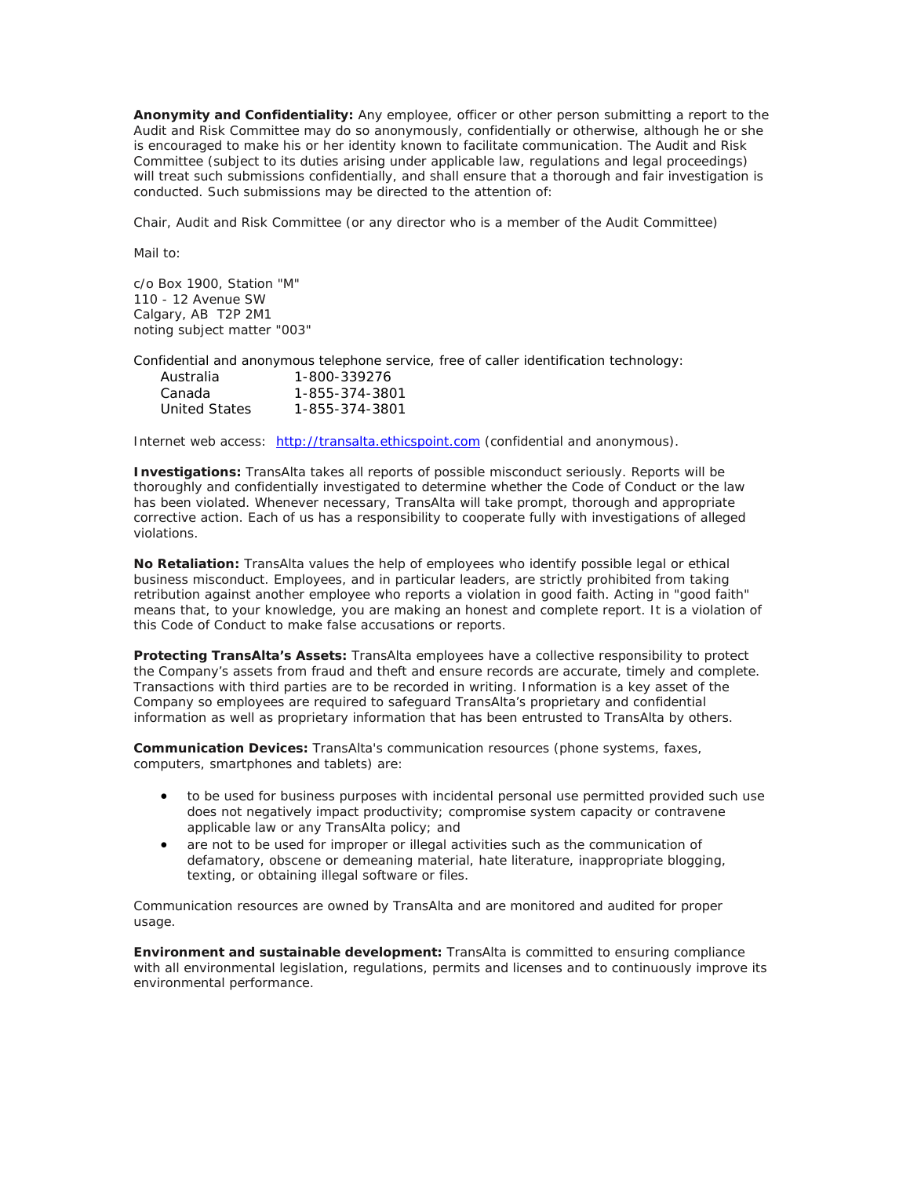**Anonymity and Confidentiality:** Any employee, officer or other person submitting a report to the Audit and Risk Committee may do so anonymously, confidentially or otherwise, although he or she is encouraged to make his or her identity known to facilitate communication. The Audit and Risk Committee (subject to its duties arising under applicable law, regulations and legal proceedings) will treat such submissions confidentially, and shall ensure that a thorough and fair investigation is conducted. Such submissions may be directed to the attention of:

Chair, Audit and Risk Committee (or any director who is a member of the Audit Committee)

Mail to:

c/o Box 1900, Station "M"
110 - 12 Avenue SW
Calgary, AB T2P 2M1
noting subject matter "003"

Confidential and anonymous telephone service, free of caller identification technology:

| | |
|---|---|
| Australia | 1-800-339276 |
| Canada | 1-855-374-3801 |
| United States | 1-855-374-3801 |

Internet web access: [http://transalta.ethicspoint.com](http://transalta.ethicspoint.com) (confidential and anonymous).

**Investigations:** TransAlta takes all reports of possible misconduct seriously. Reports will be thoroughly and confidentially investigated to determine whether the Code of Conduct or the law has been violated. Whenever necessary, TransAlta will take prompt, thorough and appropriate corrective action. Each of us has a responsibility to cooperate fully with investigations of alleged violations.

**No Retaliation:** TransAlta values the help of employees who identify possible legal or ethical business misconduct. Employees, and in particular leaders, are strictly prohibited from taking retribution against another employee who reports a violation in good faith. Acting in "good faith" means that, to your knowledge, you are making an honest and complete report. It is a violation of this Code of Conduct to make false accusations or reports.

**Protecting TransAlta's Assets:** TransAlta employees have a collective responsibility to protect the Company's assets from fraud and theft and ensure records are accurate, timely and complete. Transactions with third parties are to be recorded in writing. Information is a key asset of the Company so employees are required to safeguard TransAlta's proprietary and confidential information as well as proprietary information that has been entrusted to TransAlta by others.

**Communication Devices:** TransAlta's communication resources (phone systems, faxes, computers, smartphones and tablets) are:

- to be used for business purposes with incidental personal use permitted provided such use does not negatively impact productivity; compromise system capacity or contravene applicable law or any TransAlta policy; and
- are not to be used for improper or illegal activities such as the communication of defamatory, obscene or demeaning material, hate literature, inappropriate blogging, texting, or obtaining illegal software or files.

Communication resources are owned by TransAlta and are monitored and audited for proper usage.

**Environment and sustainable development:** TransAlta is committed to ensuring compliance with all environmental legislation, regulations, permits and licenses and to continuously improve its environmental performance.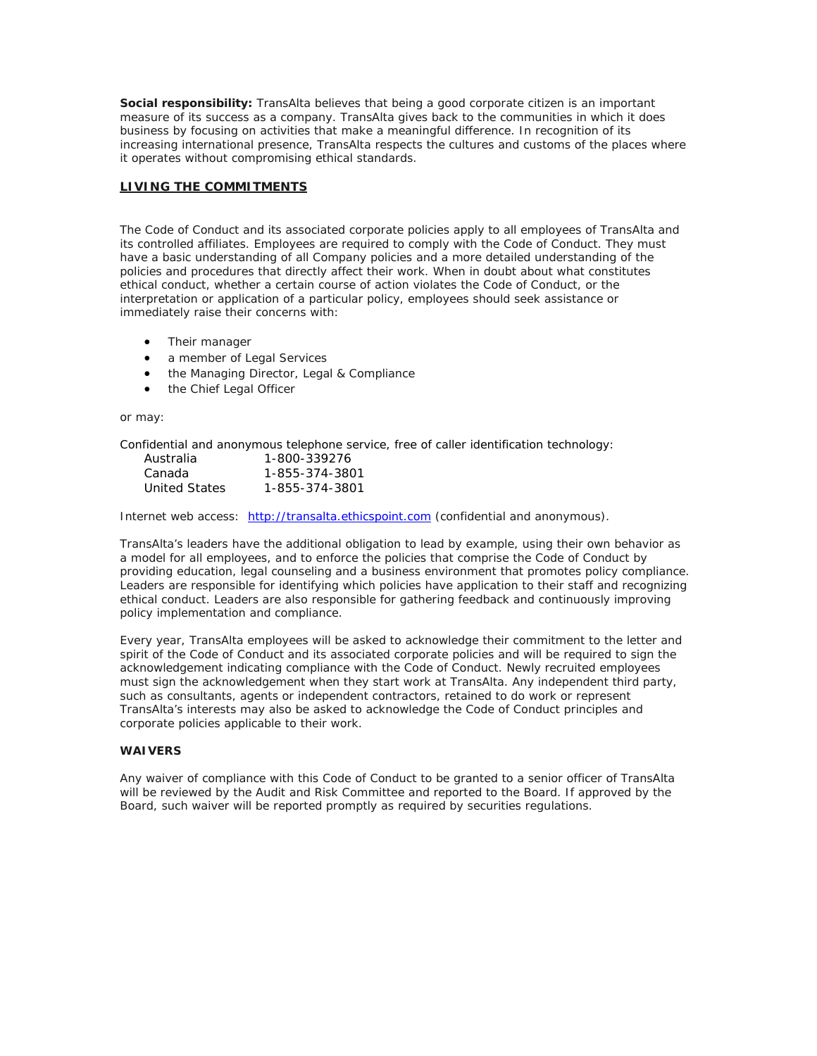**Social responsibility:** TransAlta believes that being a good corporate citizen is an important measure of its success as a company. TransAlta gives back to the communities in which it does business by focusing on activities that make a meaningful difference. In recognition of its increasing international presence, TransAlta respects the cultures and customs of the places where it operates without compromising ethical standards.

## LIVING THE COMMITMENTS

The Code of Conduct and its associated corporate policies apply to all employees of TransAlta and its controlled affiliates. Employees are required to comply with the Code of Conduct. They must have a basic understanding of all Company policies and a more detailed understanding of the policies and procedures that directly affect their work. When in doubt about what constitutes ethical conduct, whether a certain course of action violates the Code of Conduct, or the interpretation or application of a particular policy, employees should seek assistance or immediately raise their concerns with:

- Their manager
- a member of Legal Services
- the Managing Director, Legal & Compliance
- the Chief Legal Officer

or may:

Confidential and anonymous telephone service, free of caller identification technology:

| | |
|---|---|
| Australia | 1-800-339276 |
| Canada | 1-855-374-3801 |
| United States | 1-855-374-3801 |

Internet web access: http://transalta.ethicspoint.com (confidential and anonymous).

TransAlta's leaders have the additional obligation to lead by example, using their own behavior as a model for all employees, and to enforce the policies that comprise the Code of Conduct by providing education, legal counseling and a business environment that promotes policy compliance. Leaders are responsible for identifying which policies have application to their staff and recognizing ethical conduct. Leaders are also responsible for gathering feedback and continuously improving policy implementation and compliance.

Every year, TransAlta employees will be asked to acknowledge their commitment to the letter and spirit of the Code of Conduct and its associated corporate policies and will be required to sign the acknowledgement indicating compliance with the Code of Conduct. Newly recruited employees must sign the acknowledgement when they start work at TransAlta. Any independent third party, such as consultants, agents or independent contractors, retained to do work or represent TransAlta's interests may also be asked to acknowledge the Code of Conduct principles and corporate policies applicable to their work.

### WAIVERS

Any waiver of compliance with this Code of Conduct to be granted to a senior officer of TransAlta will be reviewed by the Audit and Risk Committee and reported to the Board. If approved by the Board, such waiver will be reported promptly as required by securities regulations.